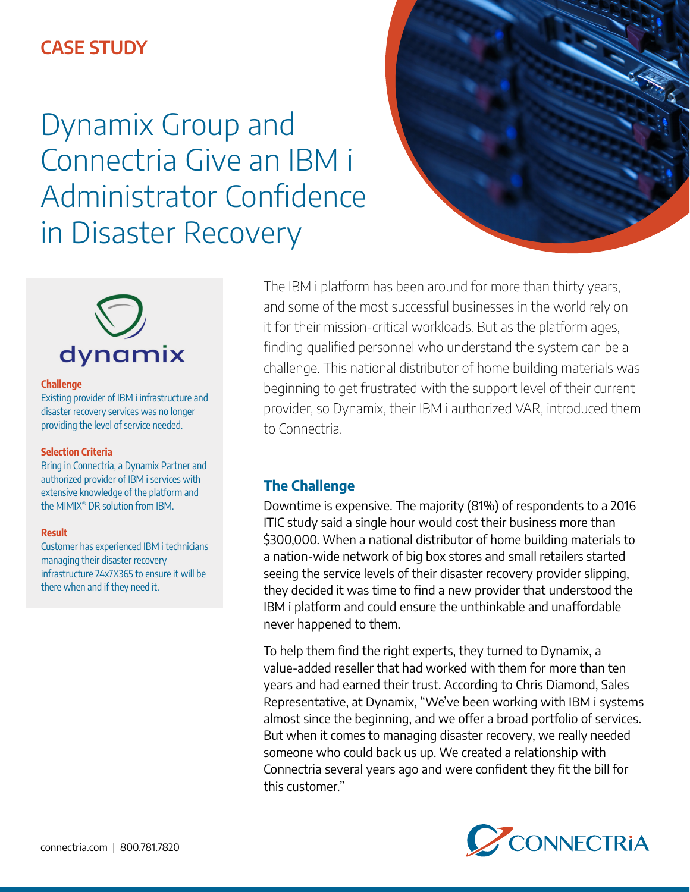CASE STUDY

# Dynamix Group and Connectria Give an IBM i Administrator Confidence in Disaster Recovery

dynamix

**Challenge**

Existing provider of IBM i infrastructure and disaster recovery services was no longer providing the level of service needed.

**Selection Criteria**

Bring in Connectria, a Dynamix Partner and authorized provider of IBM i services with extensive knowledge of the platform and the MIMIX® DR solution from IBM.

**Result**

Customer has experienced IBM i technicians managing their disaster recovery infrastructure 24x7X365 to ensure it will be there when and if they need it.

The IBM i platform has been around for more than thirty years, and some of the most successful businesses in the world rely on it for their mission-critical workloads. But as the platform ages, finding qualified personnel who understand the system can be a challenge. This national distributor of home building materials was beginning to get frustrated with the support level of their current provider, so Dynamix, their IBM i authorized VAR, introduced them to Connectria.

## The Challenge

Downtime is expensive. The majority (81%) of respondents to a 2016 ITIC study said a single hour would cost their business more than $300,000. When a national distributor of home building materials to a nation-wide network of big box stores and small retailers started seeing the service levels of their disaster recovery provider slipping, they decided it was time to find a new provider that understood the IBM i platform and could ensure the unthinkable and unaffordable never happened to them.

To help them find the right experts, they turned to Dynamix, a value-added reseller that had worked with them for more than ten years and had earned their trust. According to Chris Diamond, Sales Representative, at Dynamix, "We've been working with IBM i systems almost since the beginning, and we offer a broad portfolio of services. But when it comes to managing disaster recovery, we really needed someone who could back us up. We created a relationship with Connectria several years ago and were confident they fit the bill for this customer."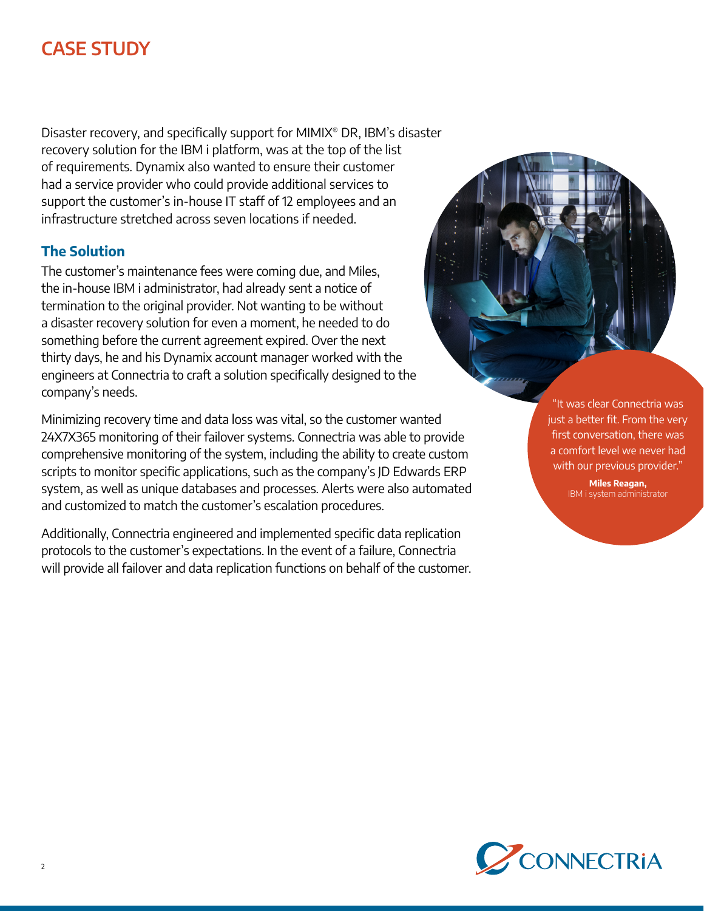Disaster recovery, and specifically support for MIMIX® DR, IBM's disaster recovery solution for the IBM i platform, was at the top of the list of requirements. Dynamix also wanted to ensure their customer had a service provider who could provide additional services to support the customer's in-house IT staff of 12 employees and an infrastructure stretched across seven locations if needed.

## The Solution

The customer's maintenance fees were coming due, and Miles, the in-house IBM i administrator, had already sent a notice of termination to the original provider. Not wanting to be without a disaster recovery solution for even a moment, he needed to do something before the current agreement expired. Over the next thirty days, he and his Dynamix account manager worked with the engineers at Connectria to craft a solution specifically designed to the company's needs.

Minimizing recovery time and data loss was vital, so the customer wanted 24X7X365 monitoring of their failover systems. Connectria was able to provide comprehensive monitoring of the system, including the ability to create custom scripts to monitor specific applications, such as the company's JD Edwards ERP system, as well as unique databases and processes. Alerts were also automated and customized to match the customer's escalation procedures.

Additionally, Connectria engineered and implemented specific data replication protocols to the customer's expectations. In the event of a failure, Connectria will provide all failover and data replication functions on behalf of the customer.

> "It was clear Connectria was just a better fit. From the very first conversation, there was a comfort level we never had with our previous provider."
>
> **Miles Reagan,**
> IBM i system administrator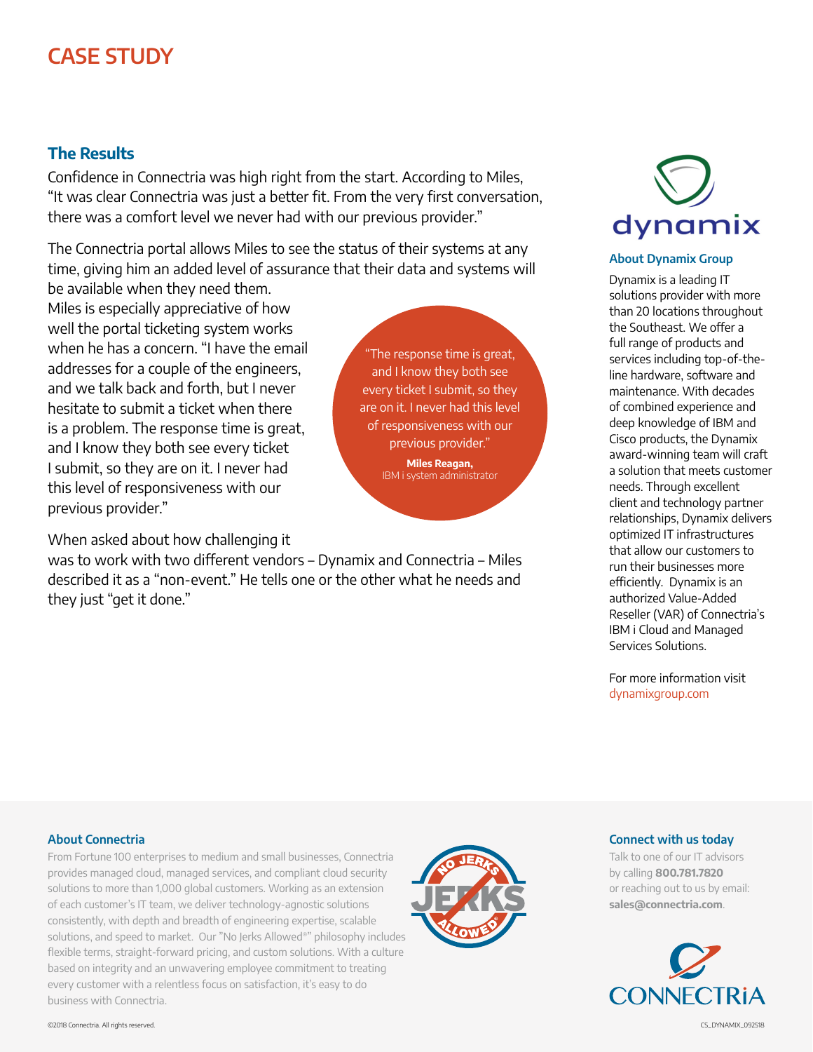# CASE STUDY

## The Results

Confidence in Connectria was high right from the start. According to Miles, "It was clear Connectria was just a better fit. From the very first conversation, there was a comfort level we never had with our previous provider."

The Connectria portal allows Miles to see the status of their systems at any time, giving him an added level of assurance that their data and systems will be available when they need them.

Miles is especially appreciative of how well the portal ticketing system works when he has a concern. "I have the email addresses for a couple of the engineers, and we talk back and forth, but I never hesitate to submit a ticket when there is a problem. The response time is great, and I know they both see every ticket I submit, so they are on it. I never had this level of responsiveness with our previous provider."

> "The response time is great, and I know they both see every ticket I submit, so they are on it. I never had this level of responsiveness with our previous provider."
>
> **Miles Reagan,**
> IBM i system administrator

When asked about how challenging it was to work with two different vendors – Dynamix and Connectria – Miles described it as a "non-event." He tells one or the other what he needs and they just "get it done."

dynamix

### About Dynamix Group

Dynamix is a leading IT solutions provider with more than 20 locations throughout the Southeast. We offer a full range of products and services including top-of-the-line hardware, software and maintenance. With decades of combined experience and deep knowledge of IBM and Cisco products, the Dynamix award-winning team will craft a solution that meets customer needs. Through excellent client and technology partner relationships, Dynamix delivers optimized IT infrastructures that allow our customers to run their businesses more efficiently. Dynamix is an authorized Value-Added Reseller (VAR) of Connectria's IBM i Cloud and Managed Services Solutions.

For more information visit dynamixgroup.com

### About Connectria

From Fortune 100 enterprises to medium and small businesses, Connectria provides managed cloud, managed services, and compliant cloud security solutions to more than 1,000 global customers. Working as an extension of each customer's IT team, we deliver technology-agnostic solutions consistently, with depth and breadth of engineering expertise, scalable solutions, and speed to market. Our "No Jerks Allowed®" philosophy includes flexible terms, straight-forward pricing, and custom solutions. With a culture based on integrity and an unwavering employee commitment to treating every customer with a relentless focus on satisfaction, it's easy to do business with Connectria.

NO JERKS ALLOWED®

### Connect with us today

Talk to one of our IT advisors by calling **800.781.7820** or reaching out to us by email: **sales@connectria.com**.

CONNECTRIA

©2018 Connectria. All rights reserved.

CS_DYNAMIX_092518